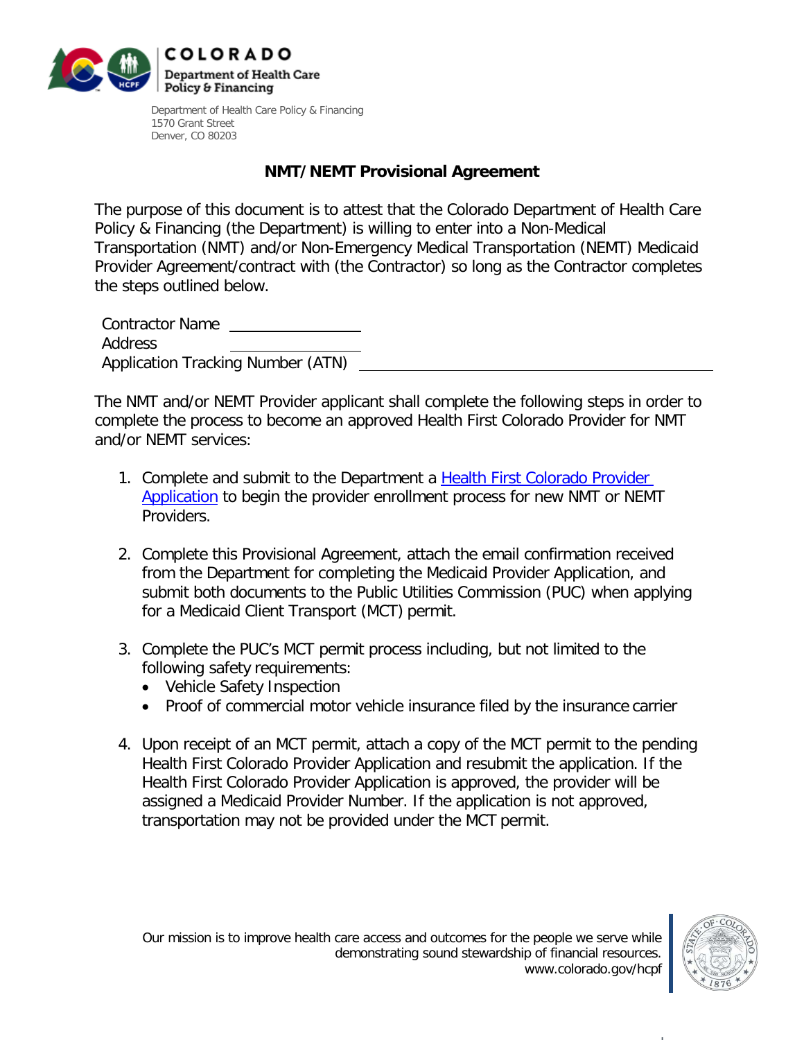COLORADO

Department of Health Care Policy & Financing

Department of Health Care Policy & Financing
1570 Grant Street
Denver, CO 80203

# NMT/NEMT Provisional Agreement

The purpose of this document is to attest that the Colorado Department of Health Care Policy & Financing (the Department) is willing to enter into a Non-Medical Transportation (NMT) and/or Non-Emergency Medical Transportation (NEMT) Medicaid Provider Agreement/contract with (the Contractor) so long as the Contractor completes the steps outlined below.

Contractor Name ________________
Address ________________
Application Tracking Number (ATN) ________________________________________

The NMT and/or NEMT Provider applicant shall complete the following steps in order to complete the process to become an approved Health First Colorado Provider for NMT and/or NEMT services:

1. Complete and submit to the Department a Health First Colorado Provider Application to begin the provider enrollment process for new NMT or NEMT Providers.

2. Complete this Provisional Agreement, attach the email confirmation received from the Department for completing the Medicaid Provider Application, and submit both documents to the Public Utilities Commission (PUC) when applying for a Medicaid Client Transport (MCT) permit.

3. Complete the PUC's MCT permit process including, but not limited to the following safety requirements:
   - Vehicle Safety Inspection
   - Proof of commercial motor vehicle insurance filed by the insurance carrier

4. Upon receipt of an MCT permit, attach a copy of the MCT permit to the pending Health First Colorado Provider Application and resubmit the application. If the Health First Colorado Provider Application is approved, the provider will be assigned a Medicaid Provider Number. If the application is not approved, transportation may not be provided under the MCT permit.

Our mission is to improve health care access and outcomes for the people we serve while demonstrating sound stewardship of financial resources.
www.colorado.gov/hcpf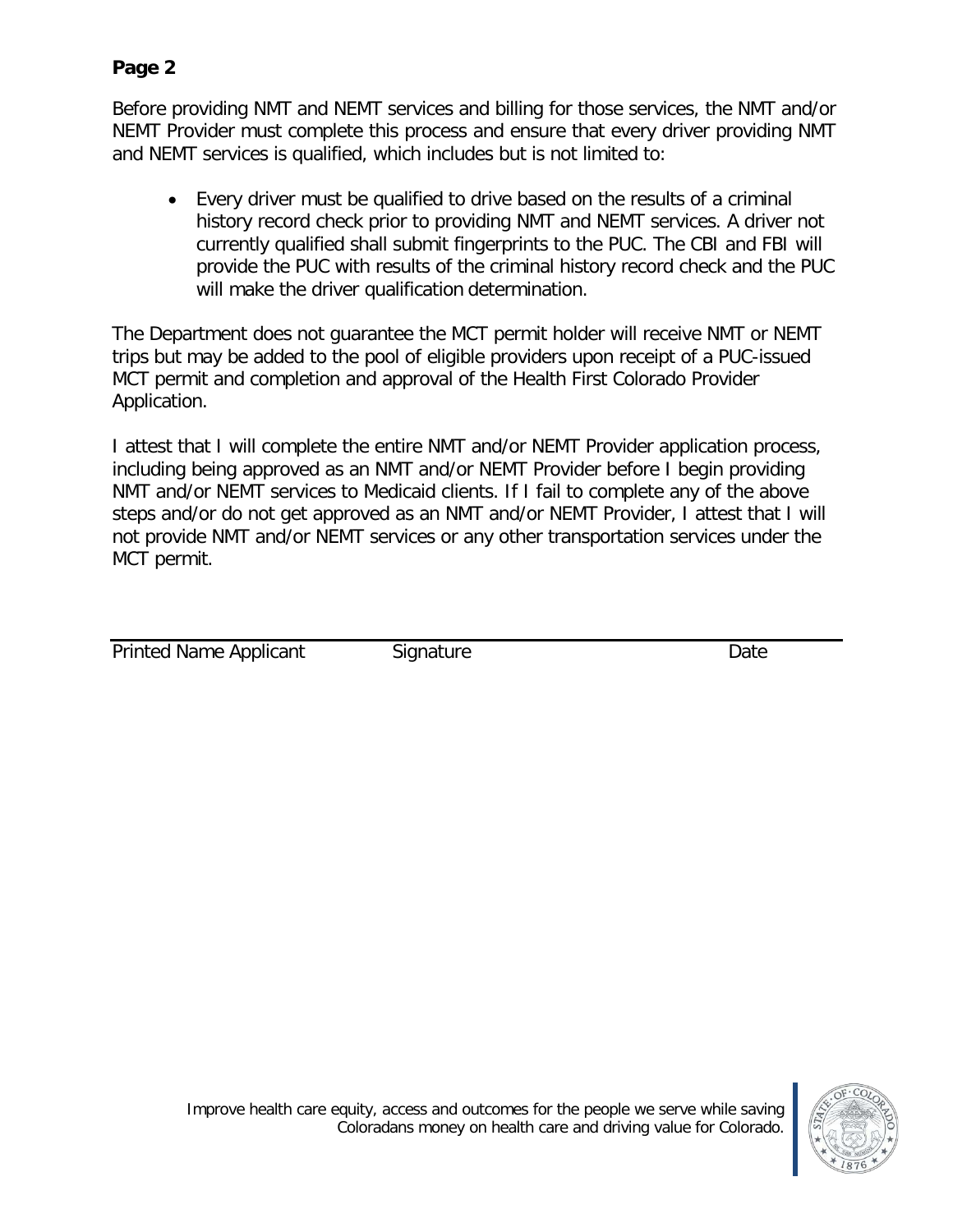**Page 2**

Before providing NMT and NEMT services and billing for those services, the NMT and/or NEMT Provider must complete this process and ensure that every driver providing NMT and NEMT services is qualified, which includes but is not limited to:

- Every driver must be qualified to drive based on the results of a criminal history record check prior to providing NMT and NEMT services. A driver not currently qualified shall submit fingerprints to the PUC. The CBI and FBI will provide the PUC with results of the criminal history record check and the PUC will make the driver qualification determination.

The Department does not guarantee the MCT permit holder will receive NMT or NEMT trips but may be added to the pool of eligible providers upon receipt of a PUC-issued MCT permit and completion and approval of the Health First Colorado Provider Application.

I attest that I will complete the entire NMT and/or NEMT Provider application process, including being approved as an NMT and/or NEMT Provider before I begin providing NMT and/or NEMT services to Medicaid clients. If I fail to complete any of the above steps and/or do not get approved as an NMT and/or NEMT Provider, I attest that I will not provide NMT and/or NEMT services or any other transportation services under the MCT permit.

Printed Name Applicant　　Signature　　Date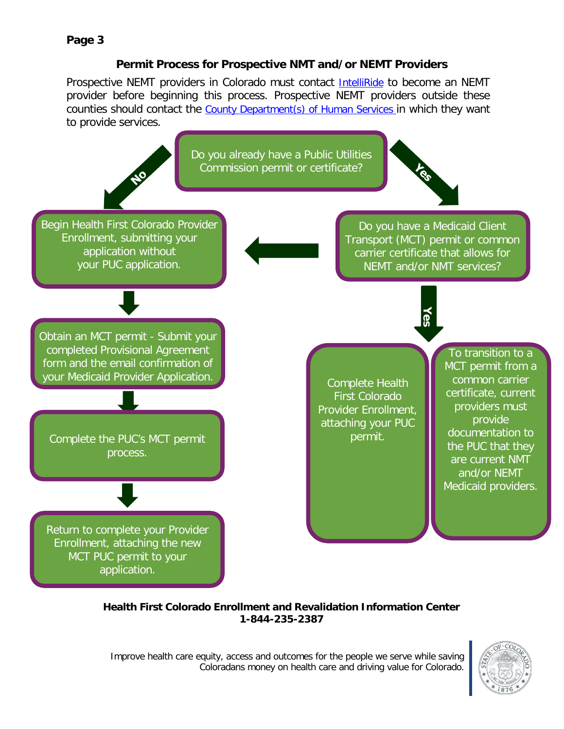## Permit Process for Prospective NMT and/or NEMT Providers

Prospective NEMT providers in Colorado must contact IntelliRide to become an NEMT provider before beginning this process. Prospective NEMT providers outside these counties should contact the County Department(s) of Human Services in which they want to provide services.

Do you already have a Public Utilities Commission permit or certificate?

No

Begin Health First Colorado Provider Enrollment, submitting your application without your PUC application.

Obtain an MCT permit - Submit your completed Provisional Agreement form and the email confirmation of your Medicaid Provider Application.

Complete the PUC's MCT permit process.

Return to complete your Provider Enrollment, attaching the new MCT PUC permit to your application.

Yes

Do you have a Medicaid Client Transport (MCT) permit or common carrier certificate that allows for NEMT and/or NMT services?

Yes

Complete Health First Colorado Provider Enrollment, attaching your PUC permit.

To transition to a MCT permit from a common carrier certificate, current providers must provide documentation to the PUC that they are current NMT and/or NEMT Medicaid providers.

**Health First Colorado Enrollment and Revalidation Information Center**
**1-844-235-2387**

Improve health care equity, access and outcomes for the people we serve while saving Coloradans money on health care and driving value for Colorado.